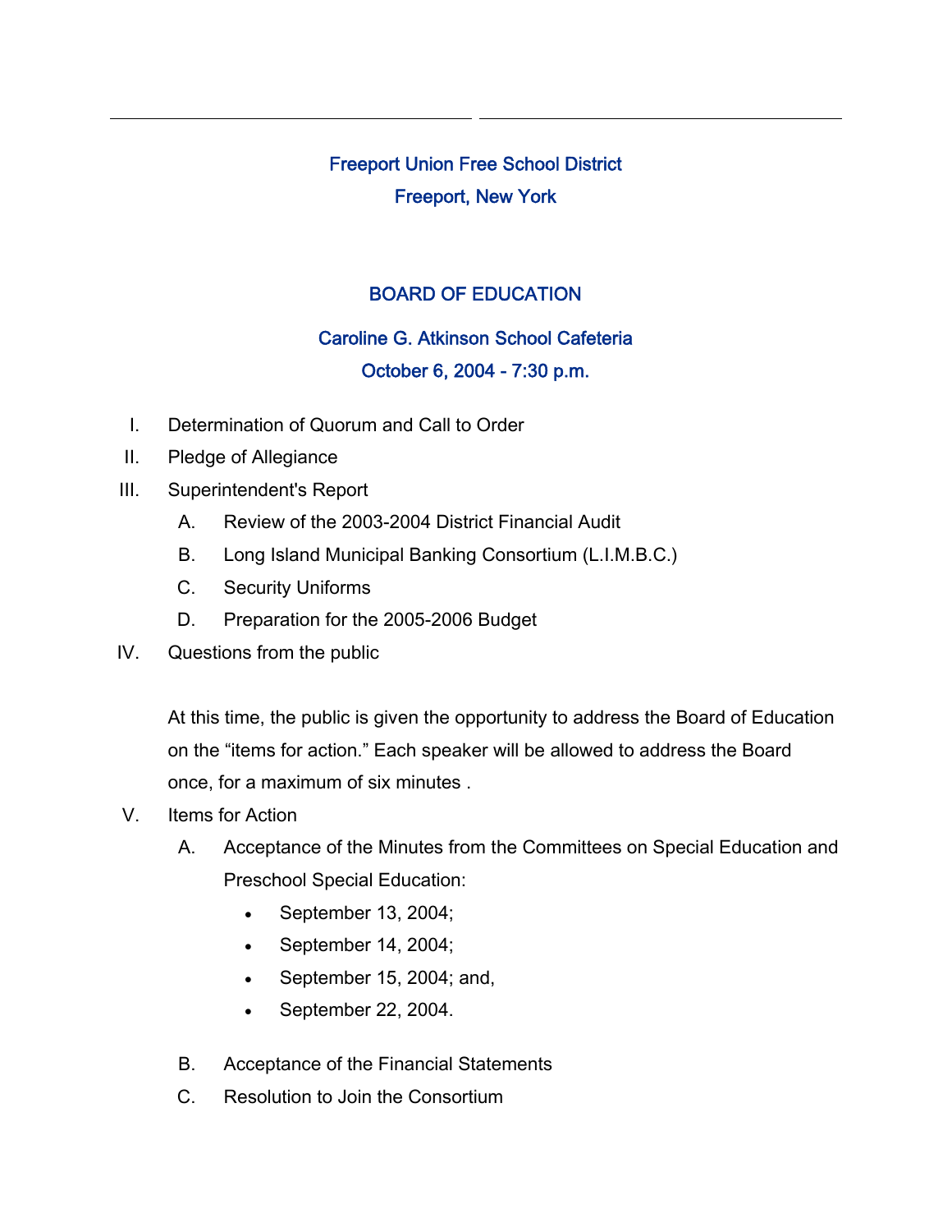# Freeport Union Free School District

## Freeport, New York

## BOARD OF EDUCATION

### Caroline G. Atkinson School Cafeteria

### October 6, 2004 - 7:30 p.m.

I. Determination of Quorum and Call to Order

II. Pledge of Allegiance

III. Superintendent's Report

   A. Review of the 2003-2004 District Financial Audit

   B. Long Island Municipal Banking Consortium (L.I.M.B.C.)

   C. Security Uniforms

   D. Preparation for the 2005-2006 Budget

IV. Questions from the public

   At this time, the public is given the opportunity to address the Board of Education on the "items for action." Each speaker will be allowed to address the Board once, for a maximum of six minutes .

V. Items for Action

   A. Acceptance of the Minutes from the Committees on Special Education and Preschool Special Education:

      - September 13, 2004;
      - September 14, 2004;
      - September 15, 2004; and,
      - September 22, 2004.

   B. Acceptance of the Financial Statements

   C. Resolution to Join the Consortium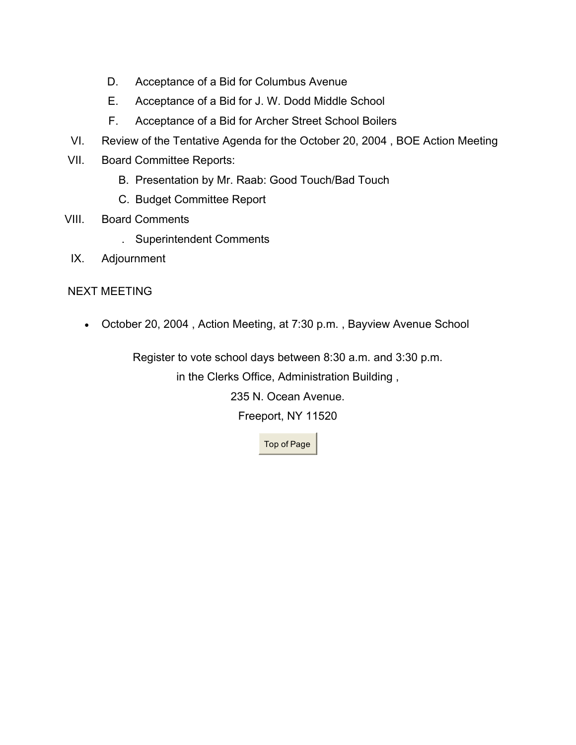D. Acceptance of a Bid for Columbus Avenue
E. Acceptance of a Bid for J. W. Dodd Middle School
F. Acceptance of a Bid for Archer Street School Boilers

VI. Review of the Tentative Agenda for the October 20, 2004 , BOE Action Meeting

VII. Board Committee Reports:

B. Presentation by Mr. Raab: Good Touch/Bad Touch
C. Budget Committee Report

VIII. Board Comments

. Superintendent Comments

IX. Adjournment

NEXT MEETING

- October 20, 2004 , Action Meeting, at 7:30 p.m. , Bayview Avenue School

Register to vote school days between 8:30 a.m. and 3:30 p.m.
in the Clerks Office, Administration Building ,
235 N. Ocean Avenue.
Freeport, NY 11520

Top of Page